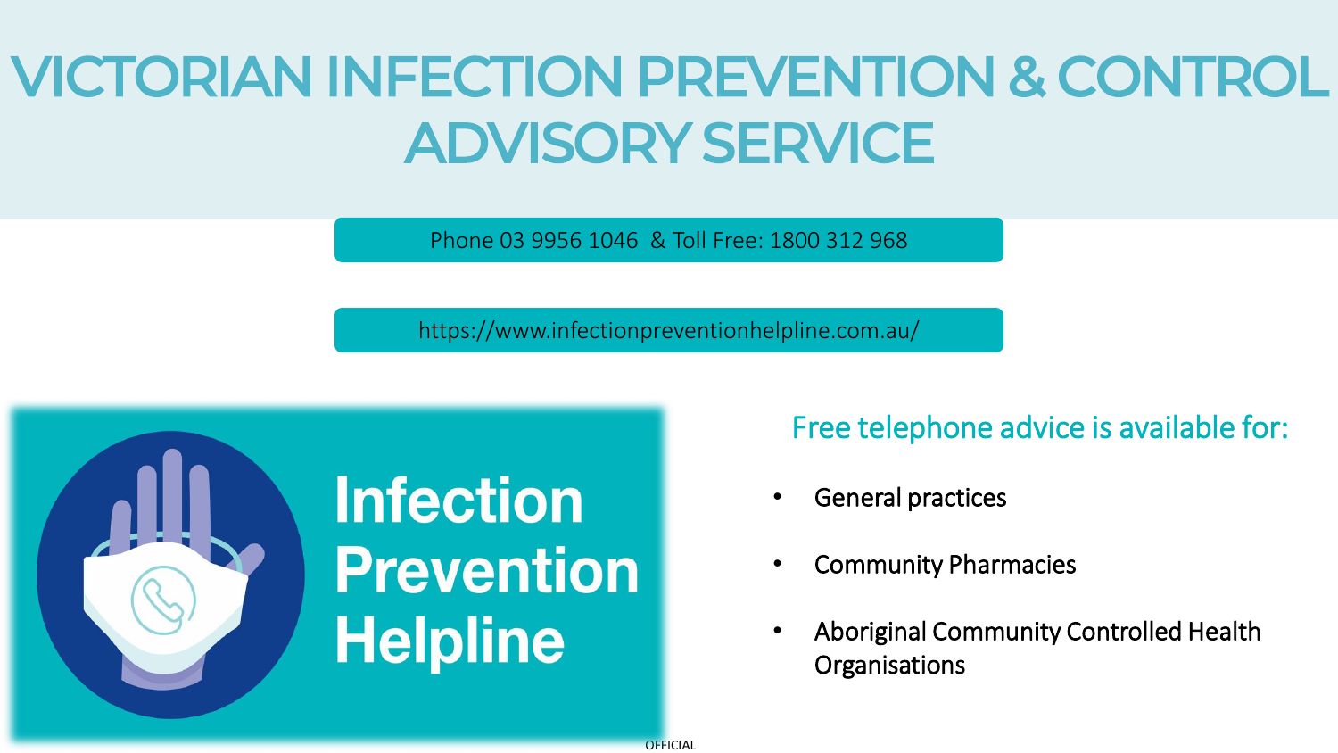# VICTORIAN INFECTION PREVENTION & CONTROL ADVISORY SERVICE

Phone 03 9956 1046 & Toll Free: 1800 312 968

https://www.infectionpreventionhelpline.com.au/

**Infection Prevention Helpline**

## Free telephone advice is available for:

- General practices
- Community Pharmacies
- Aboriginal Community Controlled Health Organisations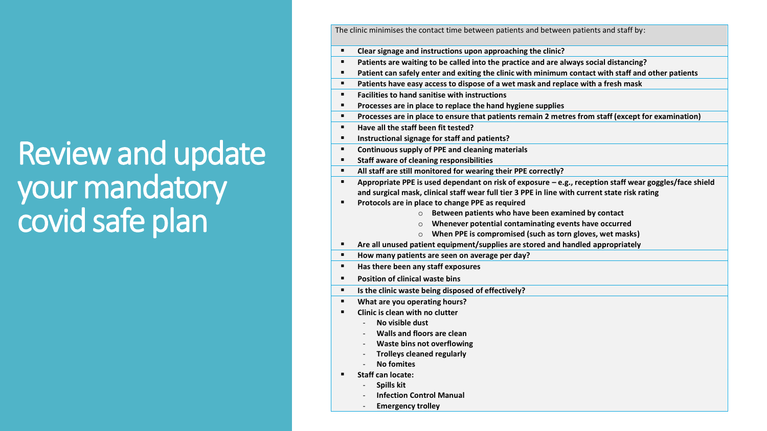# Review and update your mandatory covid safe plan

The clinic minimises the contact time between patients and between patients and staff by:

- **Clear signage and instructions upon approaching the clinic?**
- **Patients are waiting to be called into the practice and are always social distancing?**
- **Patient can safely enter and exiting the clinic with minimum contact with staff and other patients**
- **Patients have easy access to dispose of a wet mask and replace with a fresh mask**
- **Facilities to hand sanitise with instructions**
- **Processes are in place to replace the hand hygiene supplies**
- **Processes are in place to ensure that patients remain 2 metres from staff (except for examination)**
- **Have all the staff been fit tested?**
- **Instructional signage for staff and patients?**
- **Continuous supply of PPE and cleaning materials**
- **Staff aware of cleaning responsibilities**
- **All staff are still monitored for wearing their PPE correctly?**
- **Appropriate PPE is used dependant on risk of exposure – e.g., reception staff wear goggles/face shield and surgical mask, clinical staff wear full tier 3 PPE in line with current state risk rating**
- **Protocols are in place to change PPE as required**
    - **Between patients who have been examined by contact**
    - **Whenever potential contaminating events have occurred**
    - **When PPE is compromised (such as torn gloves, wet masks)**
- **Are all unused patient equipment/supplies are stored and handled appropriately**
- **How many patients are seen on average per day?**
- **Has there been any staff exposures**
- **Position of clinical waste bins**
- **Is the clinic waste being disposed of effectively?**
- **What are you operating hours?**
- **Clinic is clean with no clutter**
    - **No visible dust**
    - **Walls and floors are clean**
    - **Waste bins not overflowing**
    - **Trolleys cleaned regularly**
    - **No fomites**
- **Staff can locate:**
    - **Spills kit**
    - **Infection Control Manual**
    - **Emergency trolley**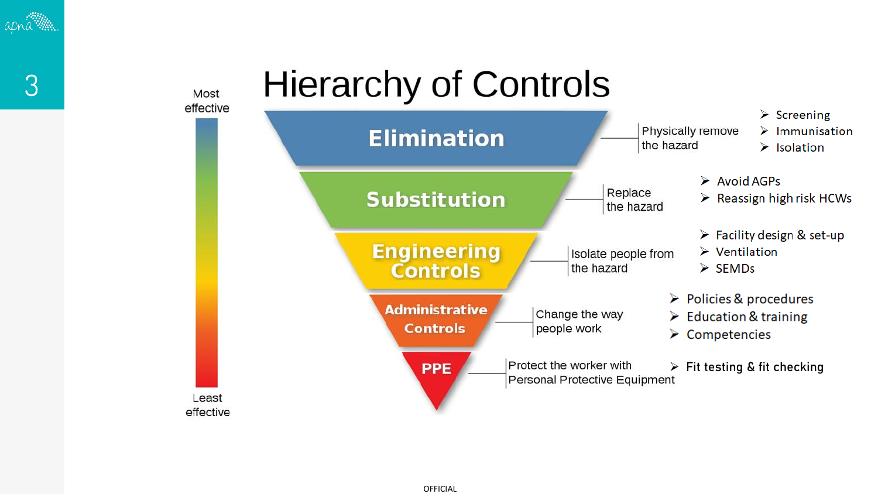# Hierarchy of Controls

Most effective → Least effective

| Control | Description | Examples |
| --- | --- | --- |
| **Elimination** | Physically remove the hazard | Screening; Immunisation; Isolation |
| **Substitution** | Replace the hazard | Avoid AGPs; Reassign high risk HCWs |
| **Engineering Controls** | Isolate people from the hazard | Facility design & set-up; Ventilation; SEMDs |
| **Administrative Controls** | Change the way people work | Policies & procedures; Education & training; Competencies |
| **PPE** | Protect the worker with Personal Protective Equipment | Fit testing & fit checking |

OFFICIAL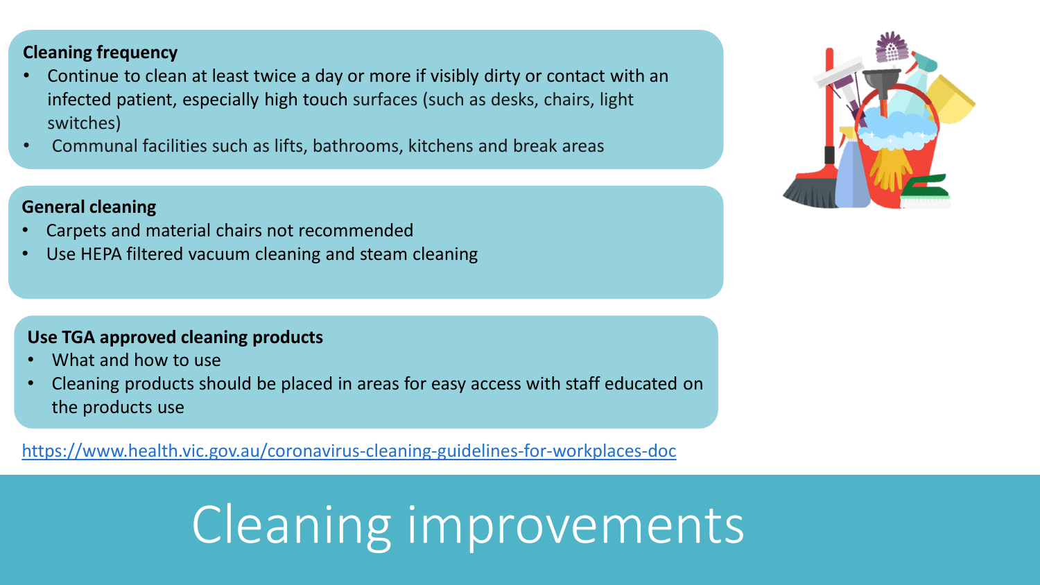# Cleaning improvements

**Cleaning frequency**

- Continue to clean at least twice a day or more if visibly dirty or contact with an infected patient, especially high touch surfaces (such as desks, chairs, light switches)
- Communal facilities such as lifts, bathrooms, kitchens and break areas

**General cleaning**

- Carpets and material chairs not recommended
- Use HEPA filtered vacuum cleaning and steam cleaning

**Use TGA approved cleaning products**

- What and how to use
- Cleaning products should be placed in areas for easy access with staff educated on the products use

https://www.health.vic.gov.au/coronavirus-cleaning-guidelines-for-workplaces-doc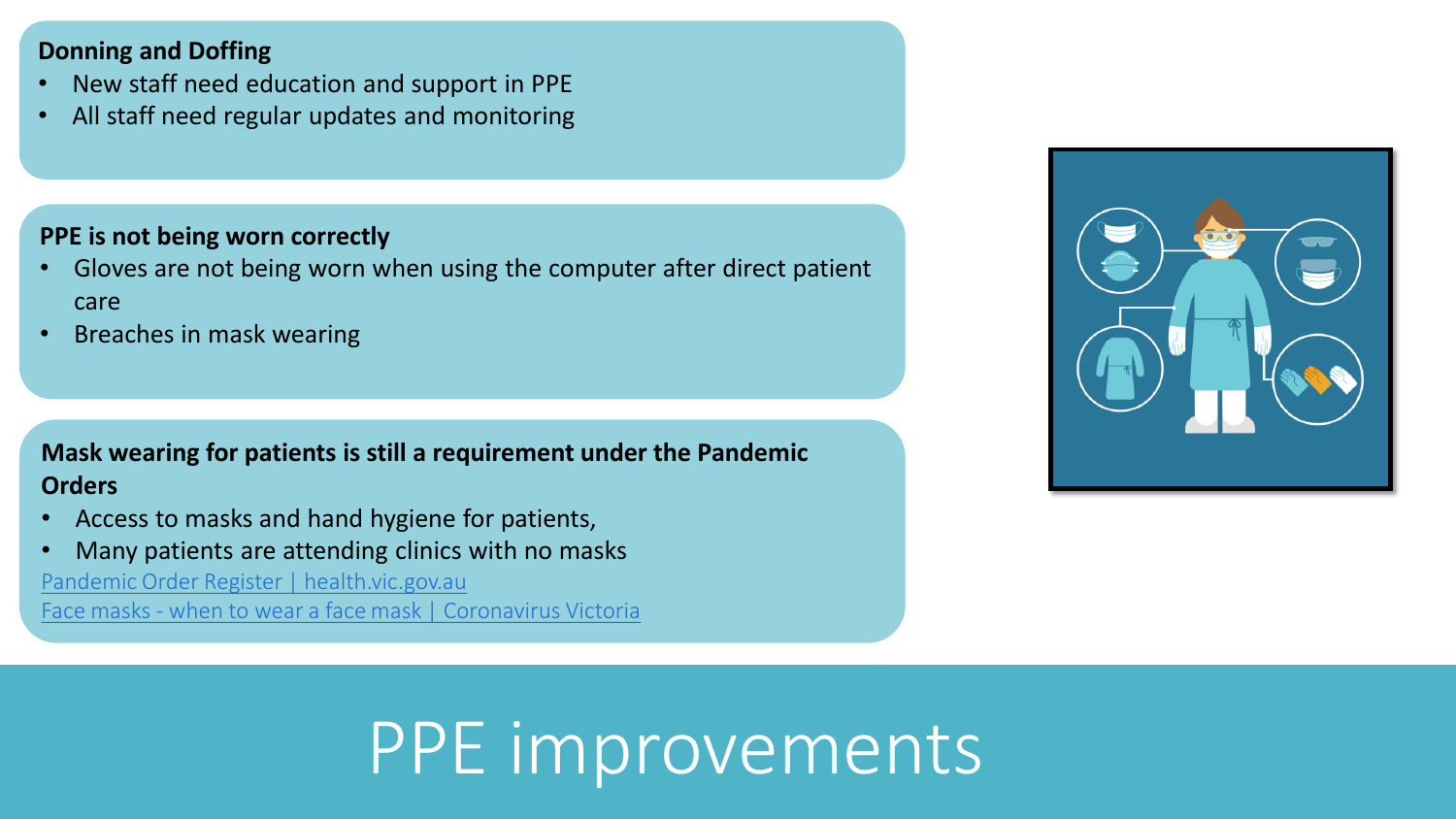# PPE improvements

**Donning and Doffing**

- New staff need education and support in PPE
- All staff need regular updates and monitoring

**PPE is not being worn correctly**

- Gloves are not being worn when using the computer after direct patient care
- Breaches in mask wearing

**Mask wearing for patients is still a requirement under the Pandemic Orders**

- Access to masks and hand hygiene for patients,
- Many patients are attending clinics with no masks

Pandemic Order Register | health.vic.gov.au

Face masks - when to wear a face mask | Coronavirus Victoria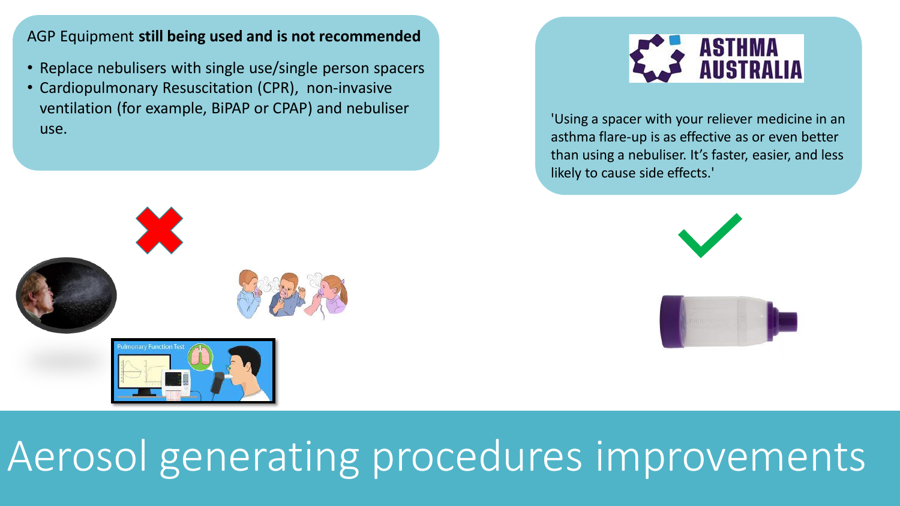# Aerosol generating procedures improvements

AGP Equipment **still being used and is not recommended**

- Replace nebulisers with single use/single person spacers
- Cardiopulmonary Resuscitation (CPR), non-invasive ventilation (for example, BiPAP or CPAP) and nebuliser use.

ASTHMA AUSTRALIA

'Using a spacer with your reliever medicine in an asthma flare-up is as effective as or even better than using a nebuliser. It's faster, easier, and less likely to cause side effects.'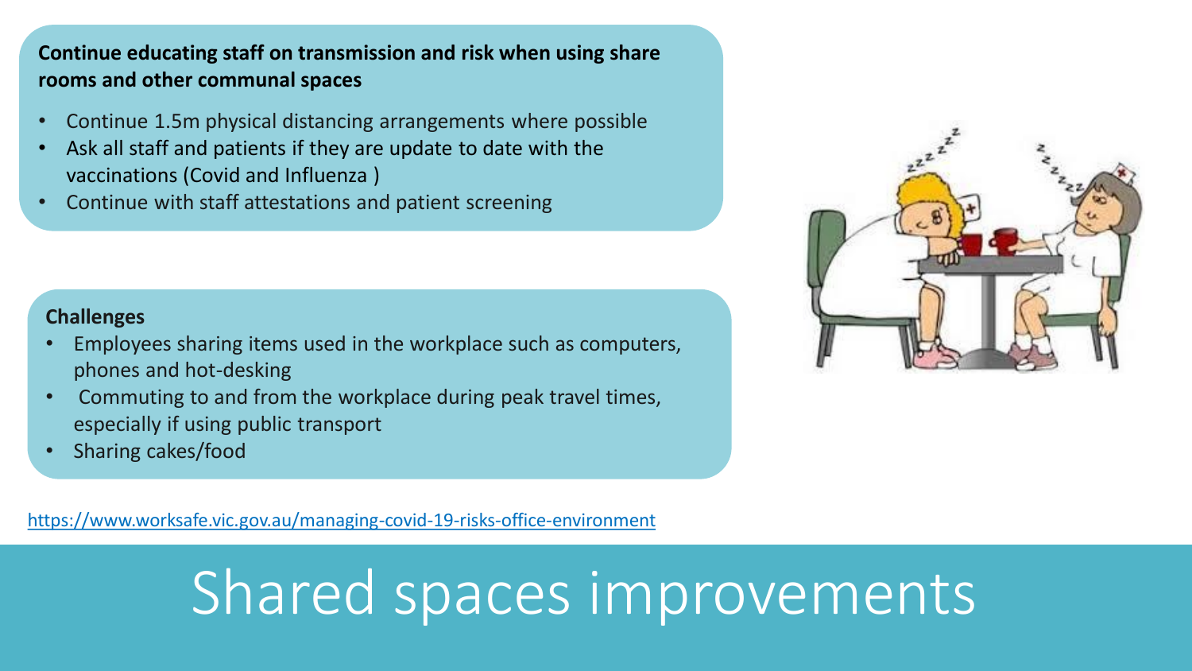# Shared spaces improvements

**Continue educating staff on transmission and risk when using share rooms and other communal spaces**

- Continue 1.5m physical distancing arrangements where possible
- Ask all staff and patients if they are update to date with the vaccinations (Covid and Influenza )
- Continue with staff attestations and patient screening

**Challenges**

- Employees sharing items used in the workplace such as computers, phones and hot-desking
- Commuting to and from the workplace during peak travel times, especially if using public transport
- Sharing cakes/food

https://www.worksafe.vic.gov.au/managing-covid-19-risks-office-environment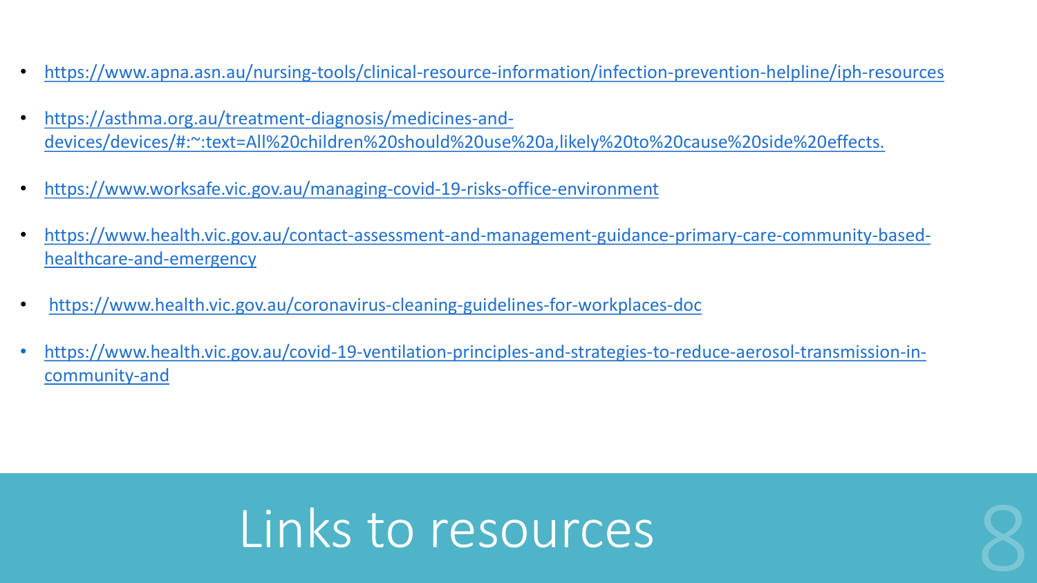# Links to resources

- https://www.apna.asn.au/nursing-tools/clinical-resource-information/infection-prevention-helpline/iph-resources
- https://asthma.org.au/treatment-diagnosis/medicines-and-devices/devices/#:~:text=All%20children%20should%20use%20a,likely%20to%20cause%20side%20effects.
- https://www.worksafe.vic.gov.au/managing-covid-19-risks-office-environment
- https://www.health.vic.gov.au/contact-assessment-and-management-guidance-primary-care-community-based-healthcare-and-emergency
- https://www.health.vic.gov.au/coronavirus-cleaning-guidelines-for-workplaces-doc
- https://www.health.vic.gov.au/covid-19-ventilation-principles-and-strategies-to-reduce-aerosol-transmission-in-community-and